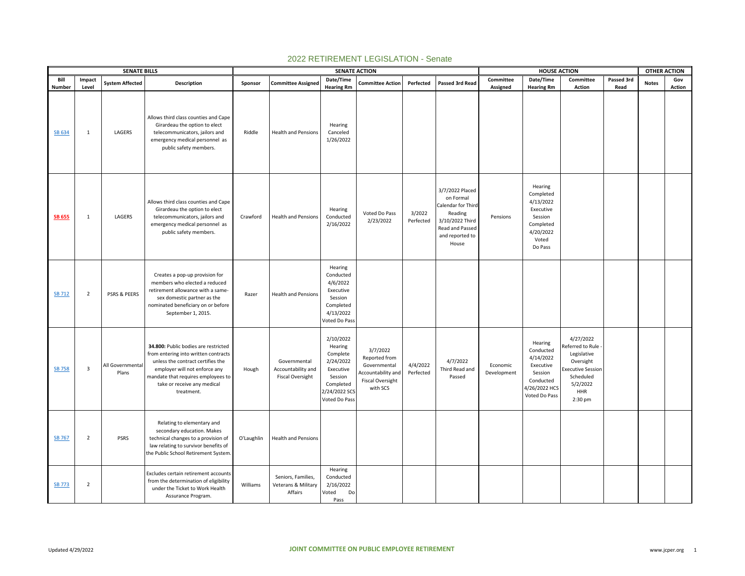# 2022 RETIREMENT LEGISLATION - Senate

| SENATE BILLS | | | | SENATE ACTION | | | | | | HOUSE ACTION | | | | OTHER ACTION | |
|---|---|---|---|---|---|---|---|---|---|---|---|---|---|---|---|
| Bill Number | Impact Level | System Affected | Description | Sponsor | Committee Assigned | Date/Time Hearing Rm | Committee Action | Perfected | Passed 3rd Read | Committee Assigned | Date/Time Hearing Rm | Committee Action | Passed 3rd Read | Notes | Gov Action |
| SB 634 | 1 | LAGERS | Allows third class counties and Cape Girardeau the option to elect telecommunicators, jailors and emergency medical personnel as public safety members. | Riddle | Health and Pensions | Hearing Canceled 1/26/2022 | | | | | | | | | |
| **SB 655** | 1 | LAGERS | Allows third class counties and Cape Girardeau the option to elect telecommunicators, jailors and emergency medical personnel as public safety members. | Crawford | Health and Pensions | Hearing Conducted 2/16/2022 | Voted Do Pass 2/23/2022 | 3/2022 Perfected | 3/7/2022 Placed on Formal Calendar for Third Reading 3/10/2022 Third Read and Passed and reported to House | Pensions | Hearing Completed 4/13/2022 Executive Session Completed 4/20/2022 Voted Do Pass | | | | |
| SB 712 | 2 | PSRS & PEERS | Creates a pop-up provision for members who elected a reduced retirement allowance with a same-sex domestic partner as the nominated beneficiary on or before September 1, 2015. | Razer | Health and Pensions | Hearing Conducted 4/6/2022 Executive Session Completed 4/13/2022 Voted Do Pass | | | | | | | | | |
| SB 758 | 3 | All Governmental Plans | **34.800:** Public bodies are restricted from entering into written contracts unless the contract certifies the employer will not enforce any mandate that requires employees to take or receive any medical treatment. | Hough | Governmental Accountability and Fiscal Oversight | 2/10/2022 Hearing Complete 2/24/2022 Executive Session Completed 2/24/2022 SCS Voted Do Pass | 3/7/2022 Reported from Governmental Accountability and Fiscal Oversight with SCS | 4/4/2022 Perfected | 4/7/2022 Third Read and Passed | Economic Development | Hearing Conducted 4/14/2022 Executive Session Conducted 4/26/2022 HCS Voted Do Pass | 4/27/2022 Referred to Rule - Legislative Oversight Executive Session Scheduled 5/2/2022 HHR 2:30 pm | | | |
| SB 767 | 2 | PSRS | Relating to elementary and secondary education. Makes technical changes to a provision of law relating to survivor benefits of the Public School Retirement System. | O'Laughlin | Health and Pensions | | | | | | | | | | |
| SB 773 | 2 | | Excludes certain retirement accounts from the determination of eligibility under the Ticket to Work Health Assurance Program. | Williams | Seniors, Families, Veterans & Military Affairs | Hearing Conducted 2/16/2022 Voted Do Pass | | | | | | | | | |

Updated 4/29/2022 JOINT COMMITTEE ON PUBLIC EMPLOYEE RETIREMENT www.jcper.org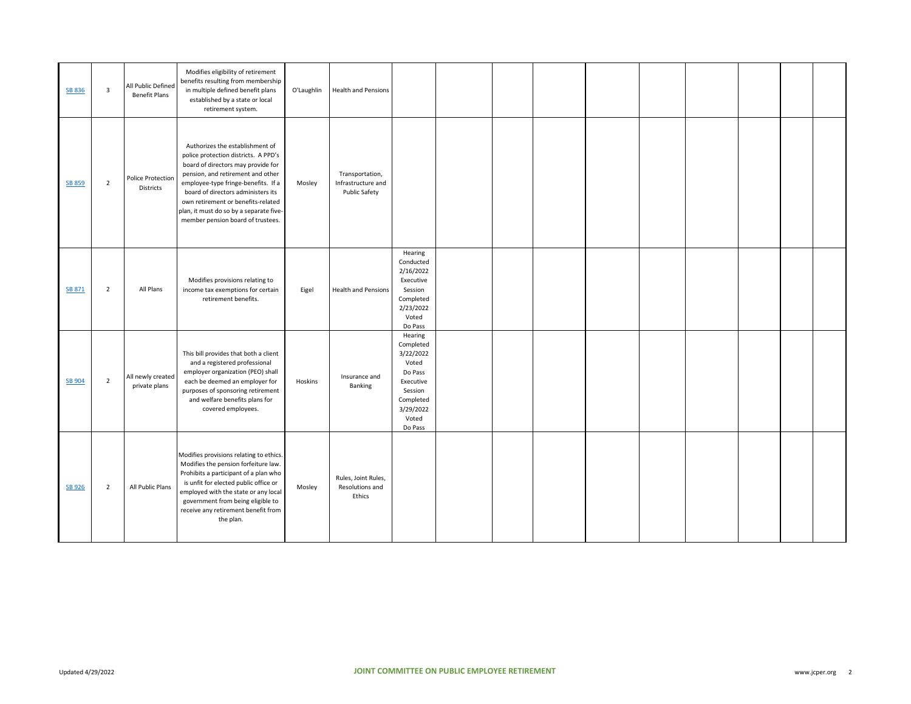| | | | | | | | | | | | | | | | |
|---|---|---|---|---|---|---|---|---|---|---|---|---|---|---|---|
| SB 836 | 3 | All Public Defined Benefit Plans | Modifies eligibility of retirement benefits resulting from membership in multiple defined benefit plans established by a state or local retirement system. | O'Laughlin | Health and Pensions | | | | | | | | | | |
| SB 859 | 2 | Police Protection Districts | Authorizes the establishment of police protection districts. A PPD's board of directors may provide for pension, and retirement and other employee-type fringe-benefits. If a board of directors administers its own retirement or benefits-related plan, it must do so by a separate five-member pension board of trustees. | Mosley | Transportation, Infrastructure and Public Safety | | | | | | | | | | |
| SB 871 | 2 | All Plans | Modifies provisions relating to income tax exemptions for certain retirement benefits. | Eigel | Health and Pensions | Hearing Conducted 2/16/2022 Executive Session Completed 2/23/2022 Voted Do Pass | | | | | | | | | |
| SB 904 | 2 | All newly created private plans | This bill provides that both a client and a registered professional employer organization (PEO) shall each be deemed an employer for purposes of sponsoring retirement and welfare benefits plans for covered employees. | Hoskins | Insurance and Banking | Hearing Completed 3/22/2022 Voted Do Pass Executive Session Completed 3/29/2022 Voted Do Pass | | | | | | | | | |
| SB 926 | 2 | All Public Plans | Modifies provisions relating to ethics. Modifies the pension forfeiture law. Prohibits a participant of a plan who is unfit for elected public office or employed with the state or any local government from being eligible to receive any retirement benefit from the plan. | Mosley | Rules, Joint Rules, Resolutions and Ethics | | | | | | | | | | |

Updated 4/29/2022

JOINT COMMITTEE ON PUBLIC EMPLOYEE RETIREMENT

www.jcper.org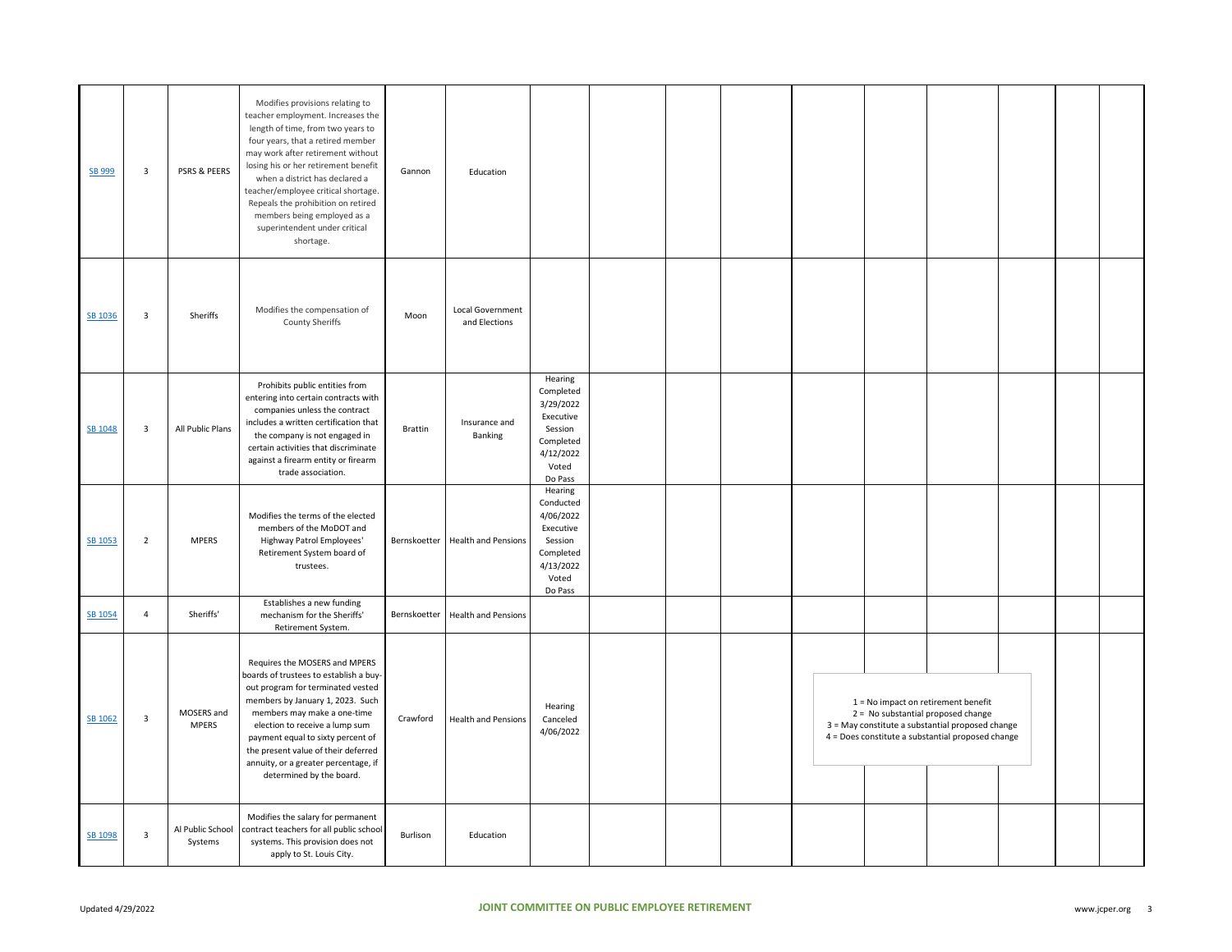| | | | | | | | | | | | | | | | |
|---|---|---|---|---|---|---|---|---|---|---|---|---|---|---|---|
| SB 999 | 3 | PSRS & PEERS | Modifies provisions relating to teacher employment. Increases the length of time, from two years to four years, that a retired member may work after retirement without losing his or her retirement benefit when a district has declared a teacher/employee critical shortage. Repeals the prohibition on retired members being employed as a superintendent under critical shortage. | Gannon | Education | | | | | | | | | | |
| SB 1036 | 3 | Sheriffs | Modifies the compensation of County Sheriffs | Moon | Local Government and Elections | | | | | | | | | | |
| SB 1048 | 3 | All Public Plans | Prohibits public entities from entering into certain contracts with companies unless the contract includes a written certification that the company is not engaged in certain activities that discriminate against a firearm entity or firearm trade association. | Brattin | Insurance and Banking | Hearing Completed 3/29/2022 Executive Session Completed 4/12/2022 Voted Do Pass | | | | | | | | | |
| SB 1053 | 2 | MPERS | Modifies the terms of the elected members of the MoDOT and Highway Patrol Employees' Retirement System board of trustees. | Bernskoetter | Health and Pensions | Hearing Conducted 4/06/2022 Executive Session Completed 4/13/2022 Voted Do Pass | | | | | | | | | |
| SB 1054 | 4 | Sheriffs' | Establishes a new funding mechanism for the Sheriffs' Retirement System. | Bernskoetter | Health and Pensions | | | | | | | | | | |
| SB 1062 | 3 | MOSERS and MPERS | Requires the MOSERS and MPERS boards of trustees to establish a buy-out program for terminated vested members by January 1, 2023. Such members may make a one-time election to receive a lump sum payment equal to sixty percent of the present value of their deferred annuity, or a greater percentage, if determined by the board. | Crawford | Health and Pensions | Hearing Canceled 4/06/2022 | | | | | | | | | |
| SB 1098 | 3 | Al Public School Systems | Modifies the salary for permanent contract teachers for all public school systems. This provision does not apply to St. Louis City. | Burlison | Education | | | | | | | | | | |

1 = No impact on retirement benefit
2 = No substantial proposed change
3 = May constitute a substantial proposed change
4 = Does constitute a substantial proposed change

Updated 4/29/2022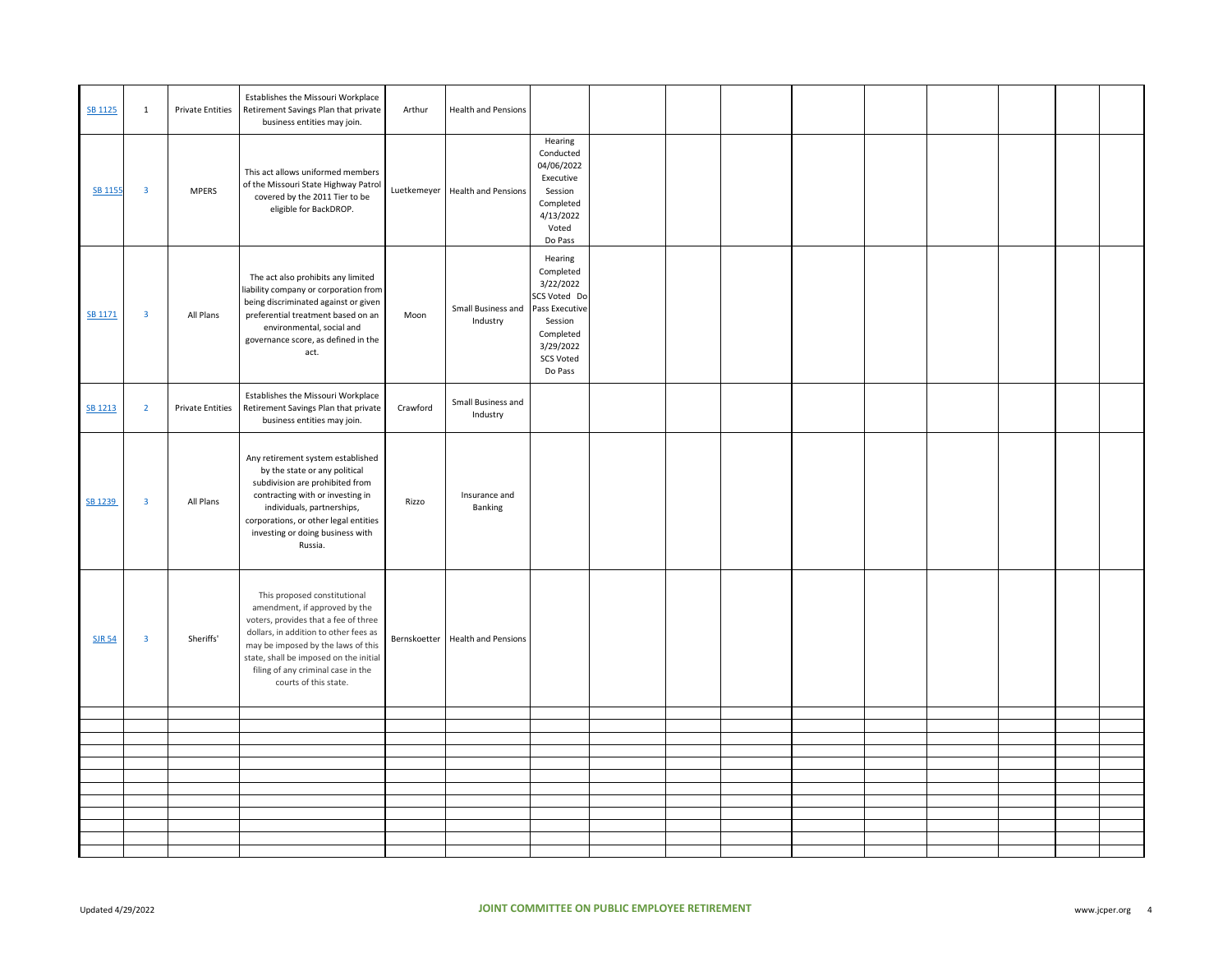| | | | | | | | | | | | | | | | | |
|---|---|---|---|---|---|---|---|---|---|---|---|---|---|---|---|---|
| SB 1125 | 1 | Private Entities | Establishes the Missouri Workplace Retirement Savings Plan that private business entities may join. | Arthur | Health and Pensions | | | | | | | | | | | |
| SB 1155 | 3 | MPERS | This act allows uniformed members of the Missouri State Highway Patrol covered by the 2011 Tier to be eligible for BackDROP. | Luetkemeyer | Health and Pensions | Hearing Conducted 04/06/2022 Executive Session Completed 4/13/2022 Voted Do Pass | | | | | | | | | | |
| SB 1171 | 3 | All Plans | The act also prohibits any limited liability company or corporation from being discriminated against or given preferential treatment based on an environmental, social and governance score, as defined in the act. | Moon | Small Business and Industry | Hearing Completed 3/22/2022 SCS Voted Do Pass Executive Session Completed 3/29/2022 SCS Voted Do Pass | | | | | | | | | | |
| SB 1213 | 2 | Private Entities | Establishes the Missouri Workplace Retirement Savings Plan that private business entities may join. | Crawford | Small Business and Industry | | | | | | | | | | | |
| SB 1239 | 3 | All Plans | Any retirement system established by the state or any political subdivision are prohibited from contracting with or investing in individuals, partnerships, corporations, or other legal entities investing or doing business with Russia. | Rizzo | Insurance and Banking | | | | | | | | | | | |
| SJR 54 | 3 | Sheriffs' | This proposed constitutional amendment, if approved by the voters, provides that a fee of three dollars, in addition to other fees as may be imposed by the laws of this state, shall be imposed on the initial filing of any criminal case in the courts of this state. | Bernskoetter | Health and Pensions | | | | | | | | | | | |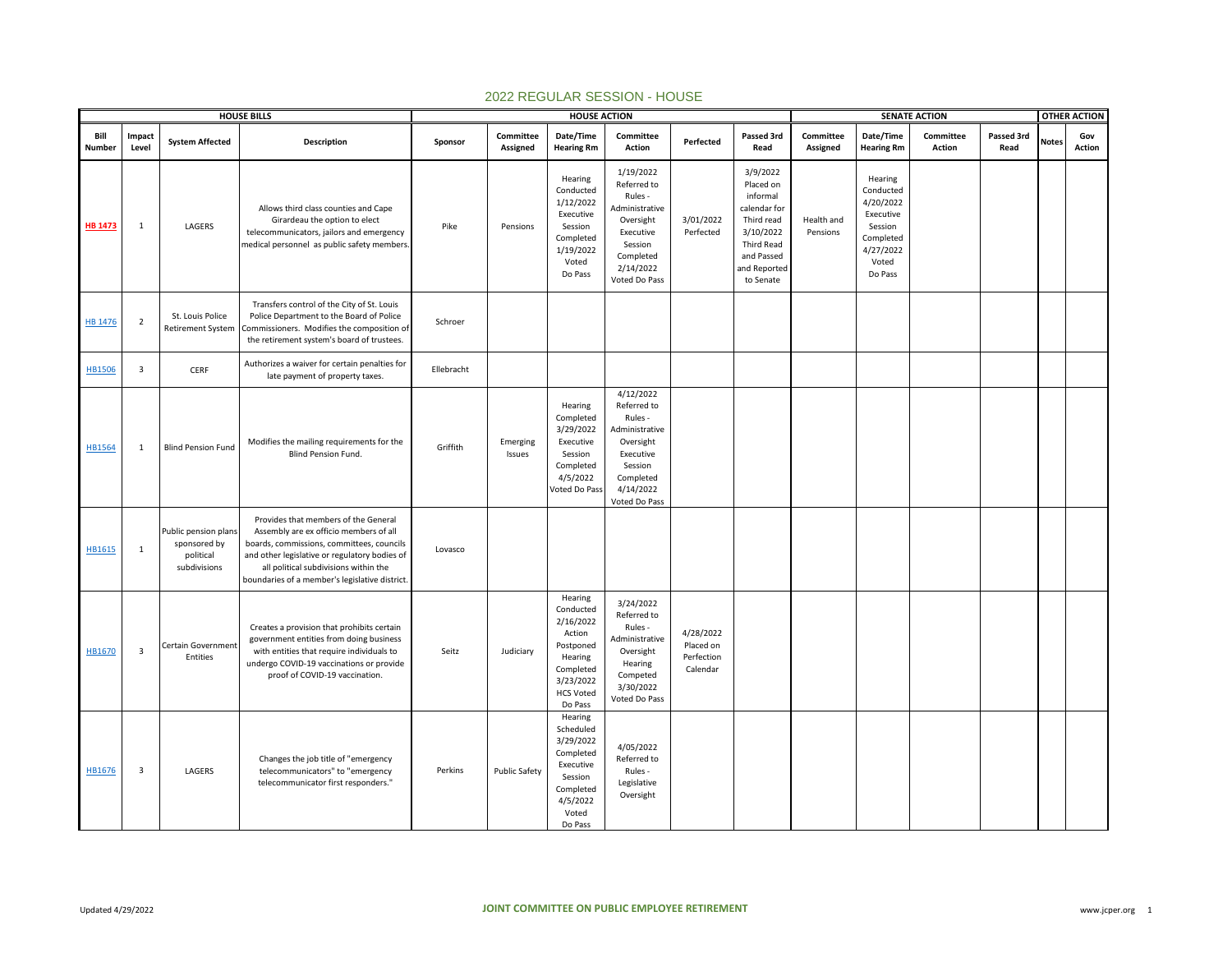## 2022 REGULAR SESSION - HOUSE

| HOUSE BILLS | | | | HOUSE ACTION | | | | | | SENATE ACTION | | | | OTHER ACTION | |
|---|---|---|---|---|---|---|---|---|---|---|---|---|---|---|---|
| Bill Number | Impact Level | System Affected | Description | Sponsor | Committee Assigned | Date/Time Hearing Rm | Committee Action | Perfected | Passed 3rd Read | Committee Assigned | Date/Time Hearing Rm | Committee Action | Passed 3rd Read | Notes | Gov Action |
| HB 1473 | 1 | LAGERS | Allows third class counties and Cape Girardeau the option to elect telecommunicators, jailors and emergency medical personnel as public safety members. | Pike | Pensions | Hearing Conducted 1/12/2022 Executive Session Completed 1/19/2022 Voted Do Pass | 1/19/2022 Referred to Rules - Administrative Oversight Executive Session Completed 2/14/2022 Voted Do Pass | 3/01/2022 Perfected | 3/9/2022 Placed on informal calendar for Third read 3/10/2022 Third Read and Passed and Reported to Senate | Health and Pensions | Hearing Conducted 4/20/2022 Executive Session Completed 4/27/2022 Voted Do Pass | | | | |
| HB 1476 | 2 | St. Louis Police Retirement System | Transfers control of the City of St. Louis Police Department to the Board of Police Commissioners. Modifies the composition of the retirement system's board of trustees. | Schroer | | | | | | | | | | | |
| HB1506 | 3 | CERF | Authorizes a waiver for certain penalties for late payment of property taxes. | Ellebracht | | | | | | | | | | | |
| HB1564 | 1 | Blind Pension Fund | Modifies the mailing requirements for the Blind Pension Fund. | Griffith | Emerging Issues | Hearing Completed 3/29/2022 Executive Session Completed 4/5/2022 Voted Do Pass | 4/12/2022 Referred to Rules - Administrative Oversight Executive Session Completed 4/14/2022 Voted Do Pass | | | | | | | | |
| HB1615 | 1 | Public pension plans sponsored by political subdivisions | Provides that members of the General Assembly are ex officio members of all boards, commissions, committees, councils and other legislative or regulatory bodies of all political subdivisions within the boundaries of a member's legislative district. | Lovasco | | | | | | | | | | | |
| HB1670 | 3 | Certain Government Entities | Creates a provision that prohibits certain government entities from doing business with entities that require individuals to undergo COVID-19 vaccinations or provide proof of COVID-19 vaccination. | Seitz | Judiciary | Hearing Conducted 2/16/2022 Action Postponed Hearing Completed 3/23/2022 HCS Voted Do Pass | 3/24/2022 Referred to Rules - Administrative Oversight Hearing Competed 3/30/2022 Voted Do Pass | 4/28/2022 Placed on Perfection Calendar | | | | | | | |
| HB1676 | 3 | LAGERS | Changes the job title of "emergency telecommunicators" to "emergency telecommunicator first responders." | Perkins | Public Safety | Hearing Scheduled 3/29/2022 Completed Executive Session Completed 4/5/2022 Voted Do Pass | 4/05/2022 Referred to Rules - Legislative Oversight | | | | | | | | |

Updated 4/29/2022 | JOINT COMMITTEE ON PUBLIC EMPLOYEE RETIREMENT | www.jcper.org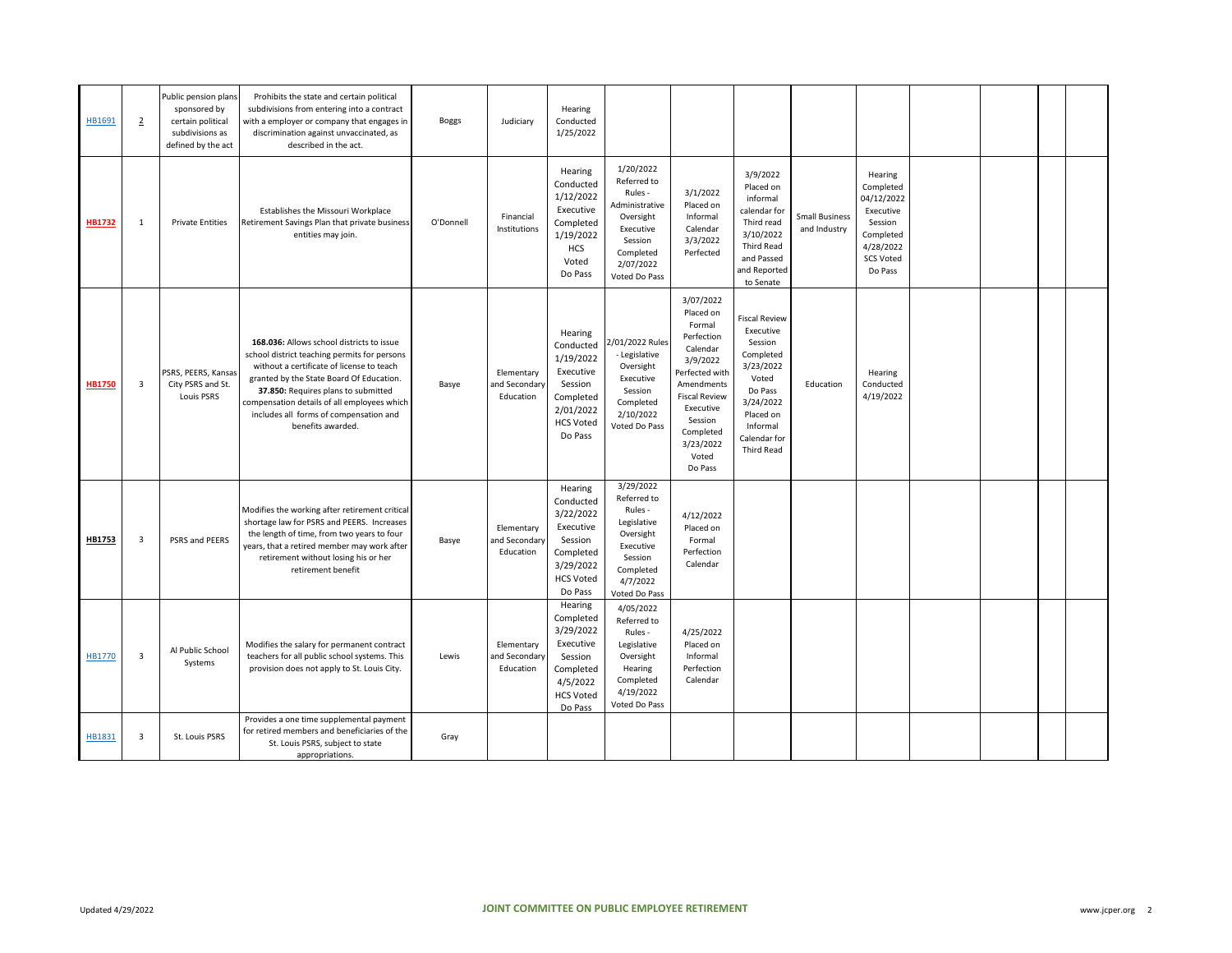| | | | | | | | | | | | | | | | |
|---|---|---|---|---|---|---|---|---|---|---|---|---|---|---|---|
| HB1691 | 2 | Public pension plans sponsored by certain political subdivisions as defined by the act | Prohibits the state and certain political subdivisions from entering into a contract with a employer or company that engages in discrimination against unvaccinated, as described in the act. | Boggs | Judiciary | Hearing Conducted 1/25/2022 | | | | | | | | | |
| **HB1732** | 1 | Private Entities | Establishes the Missouri Workplace Retirement Savings Plan that private business entities may join. | O'Donnell | Financial Institutions | Hearing Conducted 1/12/2022 Executive Session Completed 1/19/2022 HCS Voted Do Pass | 1/20/2022 Referred to Rules - Administrative Oversight Executive Session Completed 2/07/2022 Voted Do Pass | 3/1/2022 Placed on Informal Calendar 3/3/2022 Perfected | 3/9/2022 Placed on informal calendar for Third read 3/10/2022 Third Read and Passed and Reported to Senate | Small Business and Industry | Hearing Completed 04/12/2022 Executive Session Completed 4/28/2022 SCS Voted Do Pass | | | | |
| **HB1750** | 3 | PSRS, PEERS, Kansas City PSRS and St. Louis PSRS | **168.036:** Allows school districts to issue school district teaching permits for persons without a certificate of license to teach granted by the State Board Of Education. **37.850:** Requires plans to submitted compensation details of all employees which includes all forms of compensation and benefits awarded. | Basye | Elementary and Secondary Education | Hearing Conducted 1/19/2022 Executive Session Completed 2/01/2022 HCS Voted Do Pass | 2/01/2022 Rules - Legislative Oversight Executive Session Completed 2/10/2022 Voted Do Pass | 3/07/2022 Placed on Formal Perfection Calendar 3/9/2022 Perfected with Amendments Fiscal Review Executive Session Completed 3/23/2022 Voted Do Pass | Fiscal Review Executive Session Completed 3/23/2022 Voted Do Pass 3/24/2022 Placed on Informal Calendar for Third Read | Education | Hearing Conducted 4/19/2022 | | | | |
| **HB1753** | 3 | PSRS and PEERS | Modifies the working after retirement critical shortage law for PSRS and PEERS. Increases the length of time, from two years to four years, that a retired member may work after retirement without losing his or her retirement benefit | Basye | Elementary and Secondary Education | Hearing Conducted 3/22/2022 Executive Session Completed 3/29/2022 HCS Voted Do Pass | 3/29/2022 Referred to Rules - Legislative Oversight Executive Session Completed 4/7/2022 Voted Do Pass | 4/12/2022 Placed on Formal Perfection Calendar | | | | | | | |
| HB1770 | 3 | Al Public School Systems | Modifies the salary for permanent contract teachers for all public school systems. This provision does not apply to St. Louis City. | Lewis | Elementary and Secondary Education | Hearing Completed 3/29/2022 Executive Session Completed 4/5/2022 HCS Voted Do Pass | 4/05/2022 Referred to Rules - Legislative Oversight Hearing Completed 4/19/2022 Voted Do Pass | 4/25/2022 Placed on Informal Perfection Calendar | | | | | | | |
| HB1831 | 3 | St. Louis PSRS | Provides a one time supplemental payment for retired members and beneficiaries of the St. Louis PSRS, subject to state appropriations. | Gray | | | | | | | | | | | |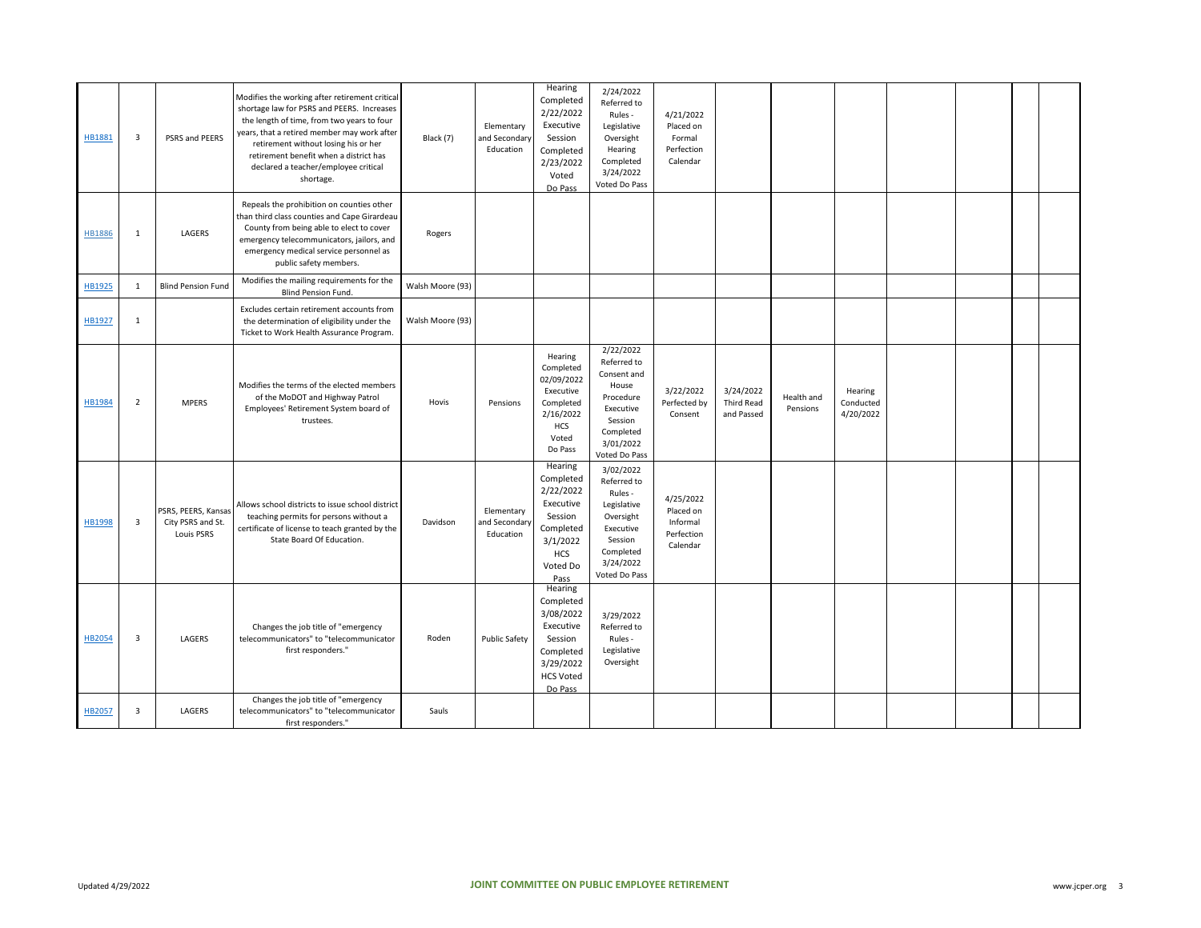| HB1881 | 3 | PSRS and PEERS | Modifies the working after retirement critical shortage law for PSRS and PEERS. Increases the length of time, from two years to four years, that a retired member may work after retirement without losing his or her retirement benefit when a district has declared a teacher/employee critical shortage. | Black (7) | Elementary and Secondary Education | Hearing Completed 2/22/2022 Executive Session Completed 2/23/2022 Voted Do Pass | 2/24/2022 Referred to Rules - Legislative Oversight Hearing Completed 3/24/2022 Voted Do Pass | 4/21/2022 Placed on Formal Perfection Calendar | | | | | | | |
|---|---|---|---|---|---|---|---|---|---|---|---|---|---|---|---|
| HB1886 | 1 | LAGERS | Repeals the prohibition on counties other than third class counties and Cape Girardeau County from being able to elect to cover emergency telecommunicators, jailors, and emergency medical service personnel as public safety members. | Rogers | | | | | | | | | | | |
| HB1925 | 1 | Blind Pension Fund | Modifies the mailing requirements for the Blind Pension Fund. | Walsh Moore (93) | | | | | | | | | | | |
| HB1927 | 1 | | Excludes certain retirement accounts from the determination of eligibility under the Ticket to Work Health Assurance Program. | Walsh Moore (93) | | | | | | | | | | | |
| HB1984 | 2 | MPERS | Modifies the terms of the elected members of the MoDOT and Highway Patrol Employees' Retirement System board of trustees. | Hovis | Pensions | Hearing Completed 02/09/2022 Executive Session Completed 2/16/2022 HCS Voted Do Pass | 2/22/2022 Referred to Consent and House Procedure Executive Session Completed 3/01/2022 Voted Do Pass | 3/22/2022 Perfected by Consent | 3/24/2022 Third Read and Passed | Health and Pensions | Hearing Conducted 4/20/2022 | | | | |
| HB1998 | 3 | PSRS, PEERS, Kansas City PSRS and St. Louis PSRS | Allows school districts to issue school district teaching permits for persons without a certificate of license to teach granted by the State Board Of Education. | Davidson | Elementary and Secondary Education | Hearing Completed 2/22/2022 Executive Session Completed 3/1/2022 HCS Voted Do Pass | 3/02/2022 Referred to Rules - Legislative Oversight Executive Session Completed 3/24/2022 Voted Do Pass | 4/25/2022 Placed on Informal Perfection Calendar | | | | | | | |
| HB2054 | 3 | LAGERS | Changes the job title of "emergency telecommunicators" to "telecommunicator first responders." | Roden | Public Safety | Hearing Completed 3/08/2022 Executive Session Completed 3/29/2022 HCS Voted Do Pass | 3/29/2022 Referred to Rules - Legislative Oversight | | | | | | | | |
| HB2057 | 3 | LAGERS | Changes the job title of "emergency telecommunicators" to "telecommunicator first responders." | Sauls | | | | | | | | | | | |

Updated 4/29/2022

JOINT COMMITTEE ON PUBLIC EMPLOYEE RETIREMENT

www.jcper.org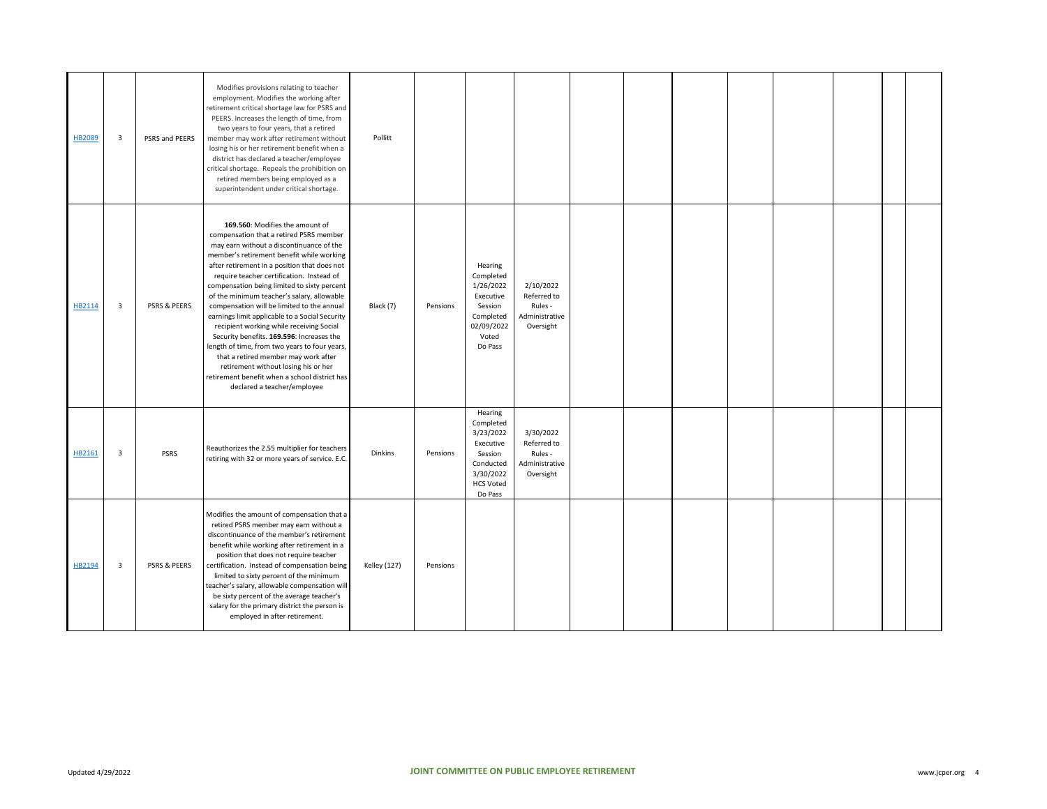| | | | | | | | | | | | | | | | |
|---|---|---|---|---|---|---|---|---|---|---|---|---|---|---|---|
| HB2089 | 3 | PSRS and PEERS | Modifies provisions relating to teacher employment. Modifies the working after retirement critical shortage law for PSRS and PEERS. Increases the length of time, from two years to four years, that a retired member may work after retirement without losing his or her retirement benefit when a district has declared a teacher/employee critical shortage. Repeals the prohibition on retired members being employed as a superintendent under critical shortage. | Pollitt | | | | | | | | | | | |
| HB2114 | 3 | PSRS & PEERS | **169.560**: Modifies the amount of compensation that a retired PSRS member may earn without a discontinuance of the member's retirement benefit while working after retirement in a position that does not require teacher certification. Instead of compensation being limited to sixty percent of the minimum teacher's salary, allowable compensation will be limited to the annual earnings limit applicable to a Social Security recipient working while receiving Social Security benefits. **169.596**: Increases the length of time, from two years to four years, that a retired member may work after retirement without losing his or her retirement benefit when a school district has declared a teacher/employee | Black (7) | Pensions | Hearing Completed 1/26/2022 Executive Session Completed 02/09/2022 Voted Do Pass | 2/10/2022 Referred to Rules - Administrative Oversight | | | | | | | | |
| HB2161 | 3 | PSRS | Reauthorizes the 2.55 multiplier for teachers retiring with 32 or more years of service. E.C. | Dinkins | Pensions | Hearing Completed 3/23/2022 Executive Session Conducted 3/30/2022 HCS Voted Do Pass | 3/30/2022 Referred to Rules - Administrative Oversight | | | | | | | | |
| HB2194 | 3 | PSRS & PEERS | Modifies the amount of compensation that a retired PSRS member may earn without a discontinuance of the member's retirement benefit while working after retirement in a position that does not require teacher certification. Instead of compensation being limited to sixty percent of the minimum teacher's salary, allowable compensation will be sixty percent of the average teacher's salary for the primary district the person is employed in after retirement. | Kelley (127) | Pensions | | | | | | | | | | |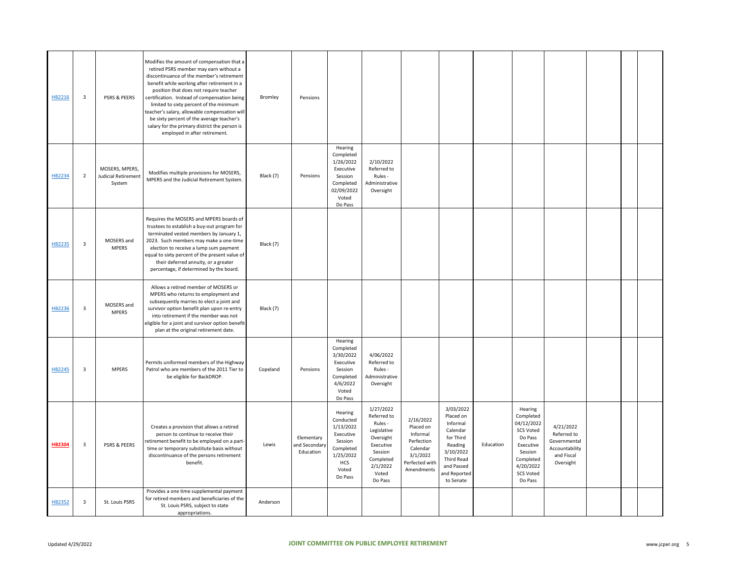| | | | | | | | | | | | | | | | |
|---|---|---|---|---|---|---|---|---|---|---|---|---|---|---|---|
| HB2216 | 3 | PSRS & PEERS | Modifies the amount of compensation that a retired PSRS member may earn without a discontinuance of the member's retirement benefit while working after retirement in a position that does not require teacher certification. Instead of compensation being limited to sixty percent of the minimum teacher's salary, allowable compensation will be sixty percent of the average teacher's salary for the primary district the person is employed in after retirement. | Bromley | Pensions | | | | | | | | | | |
| HB2234 | 2 | MOSERS, MPERS, Judicial Retirement System | Modifies multiple provisions for MOSERS, MPERS and the Judicial Retirement System. | Black (7) | Pensions | Hearing Completed 1/26/2022 Executive Session Completed 02/09/2022 Voted Do Pass | 2/10/2022 Referred to Rules - Administrative Oversight | | | | | | | | |
| HB2235 | 3 | MOSERS and MPERS | Requires the MOSERS and MPERS boards of trustees to establish a buy-out program for terminated vested members by January 1, 2023. Such members may make a one-time election to receive a lump sum payment equal to sixty percent of the present value of their deferred annuity, or a greater percentage, if determined by the board. | Black (7) | | | | | | | | | | | |
| HB2236 | 3 | MOSERS and MPERS | Allows a retired member of MOSERS or MPERS who returns to employment and subsequently marries to elect a joint and survivor option benefit plan upon re-entry into retirement if the member was not eligible for a joint and survivor option benefit plan at the original retirement date. | Black (7) | | | | | | | | | | | |
| HB2245 | 3 | MPERS | Permits uniformed members of the Highway Patrol who are members of the 2011 Tier to be eligible for BackDROP. | Copeland | Pensions | Hearing Completed 3/30/2022 Executive Session Completed 4/6/2022 Voted Do Pass | 4/06/2022 Referred to Rules - Administrative Oversight | | | | | | | | |
| **HB2304** | 3 | PSRS & PEERS | Creates a provision that allows a retired person to continue to receive their retirement benefit to be employed on a part-time or temporary substitute basis without discontinuance of the persons retirement benefit. | Lewis | Elementary and Secondary Education | Hearing Conducted 1/13/2022 Executive Session Completed 1/25/2022 HCS Voted Do Pass | 1/27/2022 Referred to Rules - Legislative Oversight Executive Session Completed 2/1/2022 Voted Do Pass | 2/16/2022 Placed on Informal Perfection Calendar 3/1/2022 Perfected with Amendments | 3/03/2022 Placed on Informal Calendar for Third Reading 3/10/2022 Third Read and Passed and Reported to Senate | Education | Hearing Completed 04/12/2022 SCS Voted Do Pass Executive Session Completed 4/20/2022 SCS Voted Do Pass | 4/21/2022 Referred to Governmental Accountability and Fiscal Oversight | | | |
| HB2352 | 3 | St. Louis PSRS | Provides a one time supplemental payment for retired members and beneficiaries of the St. Louis PSRS, subject to state appropriations. | Anderson | | | | | | | | | | | |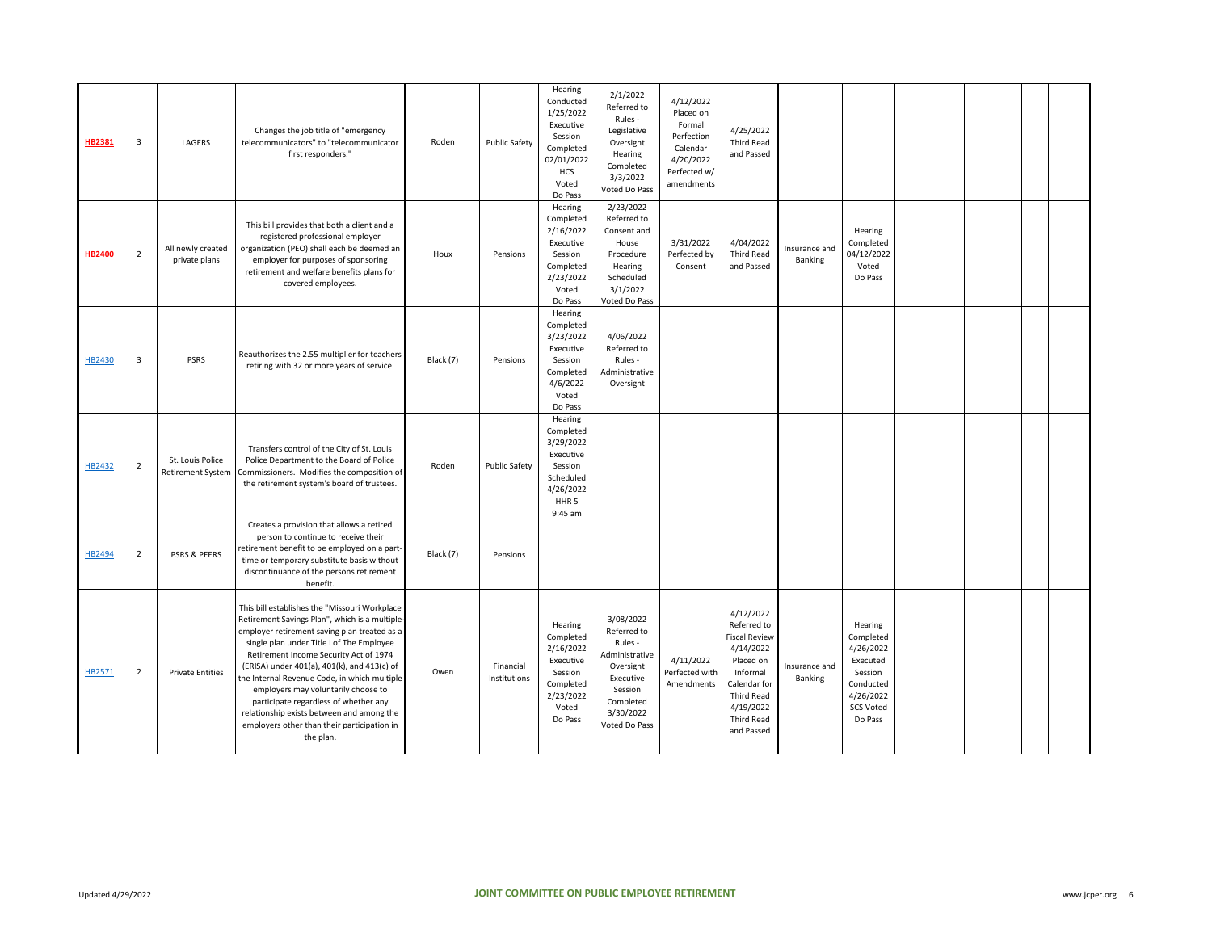| | | | | | | | | | | | | | | | |
|---|---|---|---|---|---|---|---|---|---|---|---|---|---|---|---|
| **HB2381** | 3 | LAGERS | Changes the job title of "emergency telecommunicators" to "telecommunicator first responders." | Roden | Public Safety | Hearing Conducted 1/25/2022 Executive Session Completed 02/01/2022 HCS Voted Do Pass | 2/1/2022 Referred to Rules - Legislative Oversight Hearing Completed 3/3/2022 Voted Do Pass | 4/12/2022 Placed on Formal Perfection Calendar 4/20/2022 Perfected w/ amendments | 4/25/2022 Third Read and Passed | | | | | | |
| **HB2400** | 2 | All newly created private plans | This bill provides that both a client and a registered professional employer organization (PEO) shall each be deemed an employer for purposes of sponsoring retirement and welfare benefits plans for covered employees. | Houx | Pensions | Hearing Completed 2/16/2022 Executive Session Completed 2/23/2022 Voted Do Pass | 2/23/2022 Referred to Consent and House Procedure Hearing Scheduled 3/1/2022 Voted Do Pass | 3/31/2022 Perfected by Consent | 4/04/2022 Third Read and Passed | Insurance and Banking | Hearing Completed 04/12/2022 Voted Do Pass | | | | |
| HB2430 | 3 | PSRS | Reauthorizes the 2.55 multiplier for teachers retiring with 32 or more years of service. | Black (7) | Pensions | Hearing Completed 3/23/2022 Executive Session Completed 4/6/2022 Voted Do Pass | 4/06/2022 Referred to Rules - Administrative Oversight | | | | | | | | |
| HB2432 | 2 | St. Louis Police Retirement System | Transfers control of the City of St. Louis Police Department to the Board of Police Commissioners. Modifies the composition of the retirement system's board of trustees. | Roden | Public Safety | Hearing Completed 3/29/2022 Executive Session Scheduled 4/26/2022 HHR 5 9:45 am | | | | | | | | | |
| HB2494 | 2 | PSRS & PEERS | Creates a provision that allows a retired person to continue to receive their retirement benefit to be employed on a part-time or temporary substitute basis without discontinuance of the persons retirement benefit. | Black (7) | Pensions | | | | | | | | | | |
| HB2571 | 2 | Private Entities | This bill establishes the "Missouri Workplace Retirement Savings Plan", which is a multiple-employer retirement saving plan treated as a single plan under Title I of The Employee Retirement Income Security Act of 1974 (ERISA) under 401(a), 401(k), and 413(c) of the Internal Revenue Code, in which multiple employers may voluntarily choose to participate regardless of whether any relationship exists between and among the employers other than their participation in the plan. | Owen | Financial Institutions | Hearing Completed 2/16/2022 Executive Session Completed 2/23/2022 Voted Do Pass | 3/08/2022 Referred to Rules - Administrative Oversight Executive Session Completed 3/30/2022 Voted Do Pass | 4/11/2022 Perfected with Amendments | 4/12/2022 Referred to Fiscal Review 4/14/2022 Placed on Informal Calendar for Third Read 4/19/2022 Third Read and Passed | Insurance and Banking | Hearing Completed 4/26/2022 Executed Session Conducted 4/26/2022 SCS Voted Do Pass | | | | |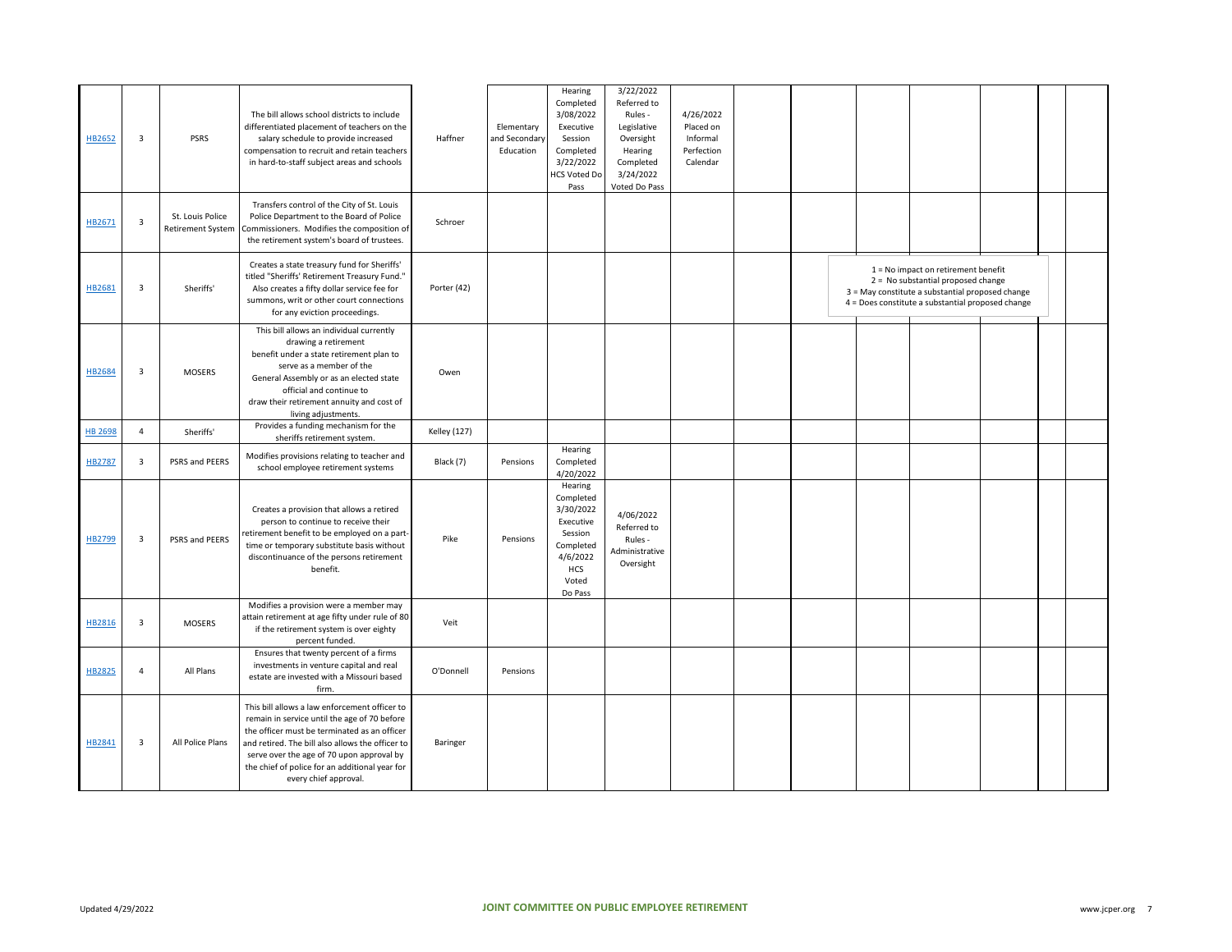| | | | | | | | | | | | | | | | |
|---|---|---|---|---|---|---|---|---|---|---|---|---|---|---|---|
| HB2652 | 3 | PSRS | The bill allows school districts to include differentiated placement of teachers on the salary schedule to provide increased compensation to recruit and retain teachers in hard-to-staff subject areas and schools | Haffner | Elementary and Secondary Education | Hearing Completed 3/08/2022 Executive Session Completed 3/22/2022 HCS Voted Do Pass | 3/22/2022 Referred to Rules - Legislative Oversight Hearing Completed 3/24/2022 Voted Do Pass | 4/26/2022 Placed on Informal Perfection Calendar | | | | | | | |
| HB2671 | 3 | St. Louis Police Retirement System | Transfers control of the City of St. Louis Police Department to the Board of Police Commissioners. Modifies the composition of the retirement system's board of trustees. | Schroer | | | | | | | | | | | |
| HB2681 | 3 | Sheriffs' | Creates a state treasury fund for Sheriffs' titled "Sheriffs' Retirement Treasury Fund." Also creates a fifty dollar service fee for summons, writ or other court connections for any eviction proceedings. | Porter (42) | | | | | | | | | | | |
| HB2684 | 3 | MOSERS | This bill allows an individual currently drawing a retirement benefit under a state retirement plan to serve as a member of the General Assembly or as an elected state official and continue to draw their retirement annuity and cost of living adjustments. | Owen | | | | | | | | | | | |
| HB 2698 | 4 | Sheriffs' | Provides a funding mechanism for the sheriffs retirement system. | Kelley (127) | | | | | | | | | | | |
| HB2787 | 3 | PSRS and PEERS | Modifies provisions relating to teacher and school employee retirement systems | Black (7) | Pensions | Hearing Completed 4/20/2022 | | | | | | | | | |
| HB2799 | 3 | PSRS and PEERS | Creates a provision that allows a retired person to continue to receive their retirement benefit to be employed on a part-time or temporary substitute basis without discontinuance of the persons retirement benefit. | Pike | Pensions | Hearing Completed 3/30/2022 Executive Session Completed 4/6/2022 HCS Voted Do Pass | 4/06/2022 Referred to Rules - Administrative Oversight | | | | | | | | |
| HB2816 | 3 | MOSERS | Modifies a provision were a member may attain retirement at age fifty under rule of 80 if the retirement system is over eighty percent funded. | Veit | | | | | | | | | | | |
| HB2825 | 4 | All Plans | Ensures that twenty percent of a firms investments in venture capital and real estate are invested with a Missouri based firm. | O'Donnell | Pensions | | | | | | | | | | |
| HB2841 | 3 | All Police Plans | This bill allows a law enforcement officer to remain in service until the age of 70 before the officer must be terminated as an officer and retired. The bill also allows the officer to serve over the age of 70 upon approval by the chief of police for an additional year for every chief approval. | Baringer | | | | | | | | | | | |

1 = No impact on retirement benefit
2 = No substantial proposed change
3 = May constitute a substantial proposed change
4 = Does constitute a substantial proposed change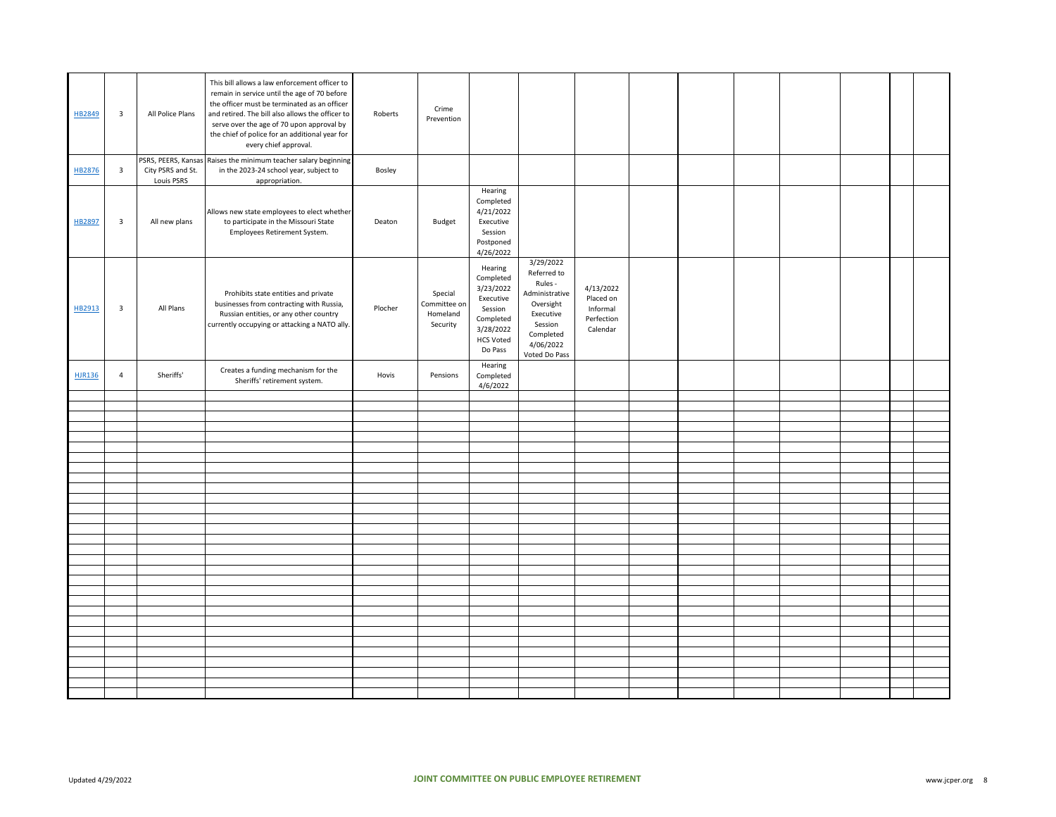| | | | | | | | | | | | | | | | |
|---|---|---|---|---|---|---|---|---|---|---|---|---|---|---|---|
| HB2849 | 3 | All Police Plans | This bill allows a law enforcement officer to remain in service until the age of 70 before the officer must be terminated as an officer and retired. The bill also allows the officer to serve over the age of 70 upon approval by the chief of police for an additional year for every chief approval. | Roberts | Crime Prevention | | | | | | | | | | |
| HB2876 | 3 | PSRS, PEERS, Kansas City PSRS and St. Louis PSRS | Raises the minimum teacher salary beginning in the 2023-24 school year, subject to appropriation. | Bosley | | | | | | | | | | | |
| HB2897 | 3 | All new plans | Allows new state employees to elect whether to participate in the Missouri State Employees Retirement System. | Deaton | Budget | Hearing Completed 4/21/2022 Executive Session Postponed 4/26/2022 | | | | | | | | | |
| HB2913 | 3 | All Plans | Prohibits state entities and private businesses from contracting with Russia, Russian entities, or any other country currently occupying or attacking a NATO ally. | Plocher | Special Committee on Homeland Security | Hearing Completed 3/23/2022 Executive Session Completed 3/28/2022 HCS Voted Do Pass | 3/29/2022 Referred to Rules - Administrative Oversight Executive Session Completed 4/06/2022 Voted Do Pass | 4/13/2022 Placed on Informal Perfection Calendar | | | | | | | |
| HJR136 | 4 | Sheriffs' | Creates a funding mechanism for the Sheriffs' retirement system. | Hovis | Pensions | Hearing Completed 4/6/2022 | | | | | | | | | |